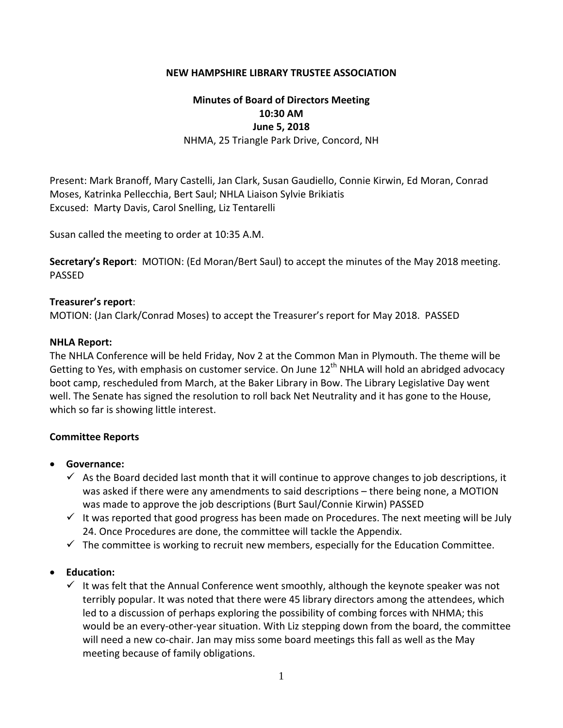**NEW HAMPSHIRE LIBRARY TRUSTEE ASSOCIATION**

**Minutes of Board of Directors Meeting**
**10:30 AM**
**June 5, 2018**
NHMA, 25 Triangle Park Drive, Concord, NH

Present: Mark Branoff, Mary Castelli, Jan Clark, Susan Gaudiello, Connie Kirwin, Ed Moran, Conrad Moses, Katrinka Pellecchia, Bert Saul; NHLA Liaison Sylvie Brikiatis
Excused: Marty Davis, Carol Snelling, Liz Tentarelli

Susan called the meeting to order at 10:35 A.M.

**Secretary's Report**: MOTION: (Ed Moran/Bert Saul) to accept the minutes of the May 2018 meeting. PASSED

**Treasurer's report**:
MOTION: (Jan Clark/Conrad Moses) to accept the Treasurer's report for May 2018. PASSED

**NHLA Report:**
The NHLA Conference will be held Friday, Nov 2 at the Common Man in Plymouth. The theme will be Getting to Yes, with emphasis on customer service. On June 12th NHLA will hold an abridged advocacy boot camp, rescheduled from March, at the Baker Library in Bow. The Library Legislative Day went well. The Senate has signed the resolution to roll back Net Neutrality and it has gone to the House, which so far is showing little interest.

**Committee Reports**

- **Governance:**
  - ✓ As the Board decided last month that it will continue to approve changes to job descriptions, it was asked if there were any amendments to said descriptions – there being none, a MOTION was made to approve the job descriptions (Burt Saul/Connie Kirwin) PASSED
  - ✓ It was reported that good progress has been made on Procedures. The next meeting will be July 24. Once Procedures are done, the committee will tackle the Appendix.
  - ✓ The committee is working to recruit new members, especially for the Education Committee.

- **Education:**
  - ✓ It was felt that the Annual Conference went smoothly, although the keynote speaker was not terribly popular. It was noted that there were 45 library directors among the attendees, which led to a discussion of perhaps exploring the possibility of combing forces with NHMA; this would be an every-other-year situation. With Liz stepping down from the board, the committee will need a new co-chair. Jan may miss some board meetings this fall as well as the May meeting because of family obligations.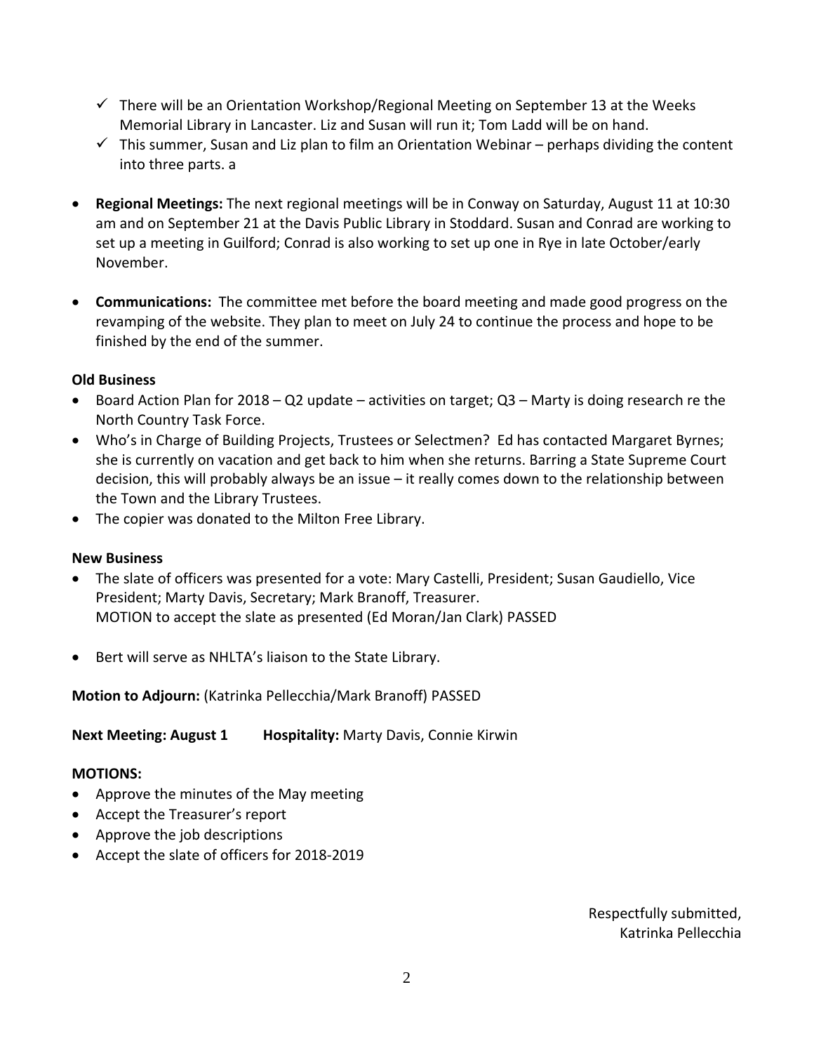- ✓ There will be an Orientation Workshop/Regional Meeting on September 13 at the Weeks Memorial Library in Lancaster. Liz and Susan will run it; Tom Ladd will be on hand.
- ✓ This summer, Susan and Liz plan to film an Orientation Webinar – perhaps dividing the content into three parts. a

- **Regional Meetings:** The next regional meetings will be in Conway on Saturday, August 11 at 10:30 am and on September 21 at the Davis Public Library in Stoddard. Susan and Conrad are working to set up a meeting in Guilford; Conrad is also working to set up one in Rye in late October/early November.

- **Communications:** The committee met before the board meeting and made good progress on the revamping of the website. They plan to meet on July 24 to continue the process and hope to be finished by the end of the summer.

**Old Business**

- Board Action Plan for 2018 – Q2 update – activities on target; Q3 – Marty is doing research re the North Country Task Force.
- Who's in Charge of Building Projects, Trustees or Selectmen? Ed has contacted Margaret Byrnes; she is currently on vacation and get back to him when she returns. Barring a State Supreme Court decision, this will probably always be an issue – it really comes down to the relationship between the Town and the Library Trustees.
- The copier was donated to the Milton Free Library.

**New Business**

- The slate of officers was presented for a vote: Mary Castelli, President; Susan Gaudiello, Vice President; Marty Davis, Secretary; Mark Branoff, Treasurer.
  MOTION to accept the slate as presented (Ed Moran/Jan Clark) PASSED

- Bert will serve as NHLTA's liaison to the State Library.

**Motion to Adjourn:** (Katrinka Pellecchia/Mark Branoff) PASSED

**Next Meeting: August 1** **Hospitality:** Marty Davis, Connie Kirwin

**MOTIONS:**

- Approve the minutes of the May meeting
- Accept the Treasurer's report
- Approve the job descriptions
- Accept the slate of officers for 2018-2019

Respectfully submitted,
Katrinka Pellecchia